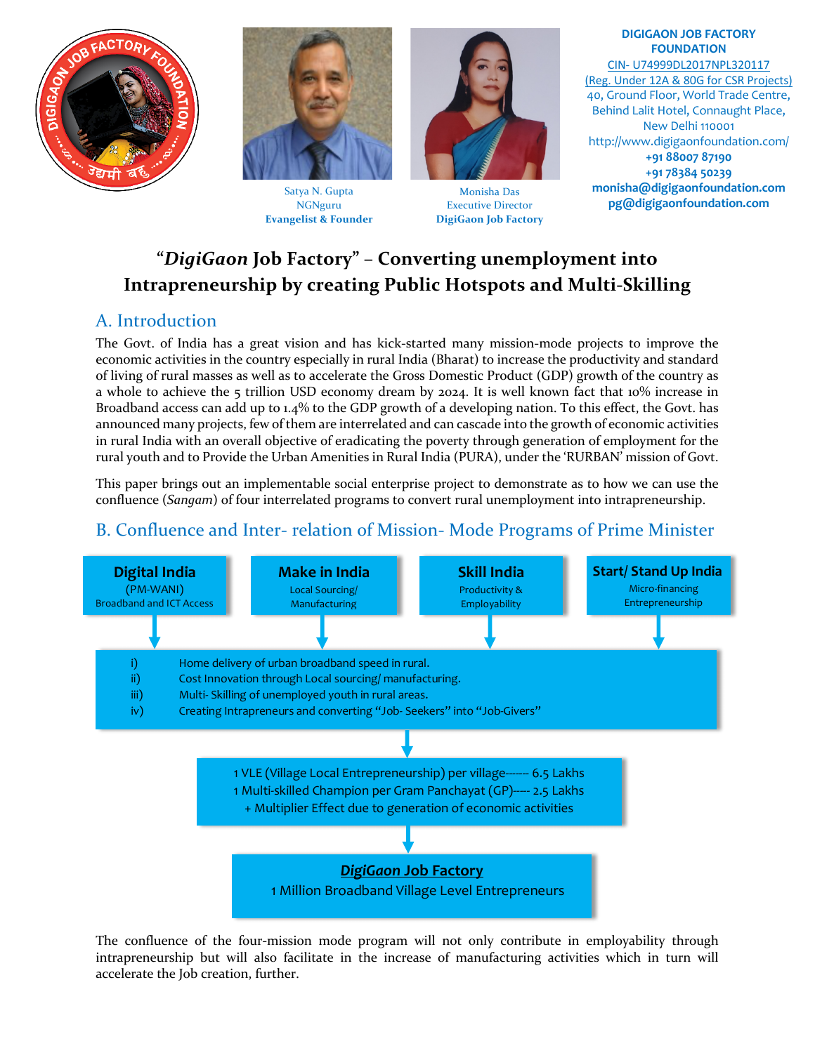**DIGIGAON JOB FACTORY FOUNDATION**
CIN- U74999DL2017NPL320117
(Reg. Under 12A & 80G for CSR Projects)
40, Ground Floor, World Trade Centre,
Behind Lalit Hotel, Connaught Place,
New Delhi 110001
http://www.digigaonfoundation.com/
**+91 88007 87190**
**+91 78384 50239**
**monisha@digigaonfoundation.com**
**pg@digigaonfoundation.com**

Satya N. Gupta
NGNguru
**Evangelist & Founder**

Monisha Das
Executive Director
**DigiGaon Job Factory**

# "*DigiGaon* Job Factory" – Converting unemployment into Intrapreneurship by creating Public Hotspots and Multi-Skilling

## A. Introduction

The Govt. of India has a great vision and has kick-started many mission-mode projects to improve the economic activities in the country especially in rural India (Bharat) to increase the productivity and standard of living of rural masses as well as to accelerate the Gross Domestic Product (GDP) growth of the country as a whole to achieve the 5 trillion USD economy dream by 2024. It is well known fact that 10% increase in Broadband access can add up to 1.4% to the GDP growth of a developing nation. To this effect, the Govt. has announced many projects, few of them are interrelated and can cascade into the growth of economic activities in rural India with an overall objective of eradicating the poverty through generation of employment for the rural youth and to Provide the Urban Amenities in Rural India (PURA), under the 'RURBAN' mission of Govt.

This paper brings out an implementable social enterprise project to demonstrate as to how we can use the confluence (*Sangam*) of four interrelated programs to convert rural unemployment into intrapreneurship.

## B. Confluence and Inter- relation of Mission- Mode Programs of Prime Minister

**Digital India**
(PM-WANI)
Broadband and ICT Access

**Make in India**
Local Sourcing/ Manufacturing

**Skill India**
Productivity & Employability

**Start/ Stand Up India**
Micro-financing Entrepreneurship

i) Home delivery of urban broadband speed in rural.
ii) Cost Innovation through Local sourcing/ manufacturing.
iii) Multi- Skilling of unemployed youth in rural areas.
iv) Creating Intrapreneurs and converting "Job- Seekers" into "Job-Givers"

1 VLE (Village Local Entrepreneurship) per village------ 6.5 Lakhs
1 Multi-skilled Champion per Gram Panchayat (GP)----- 2.5 Lakhs
+ Multiplier Effect due to generation of economic activities

***DigiGaon* Job Factory**
1 Million Broadband Village Level Entrepreneurs

The confluence of the four-mission mode program will not only contribute in employability through intrapreneurship but will also facilitate in the increase of manufacturing activities which in turn will accelerate the Job creation, further.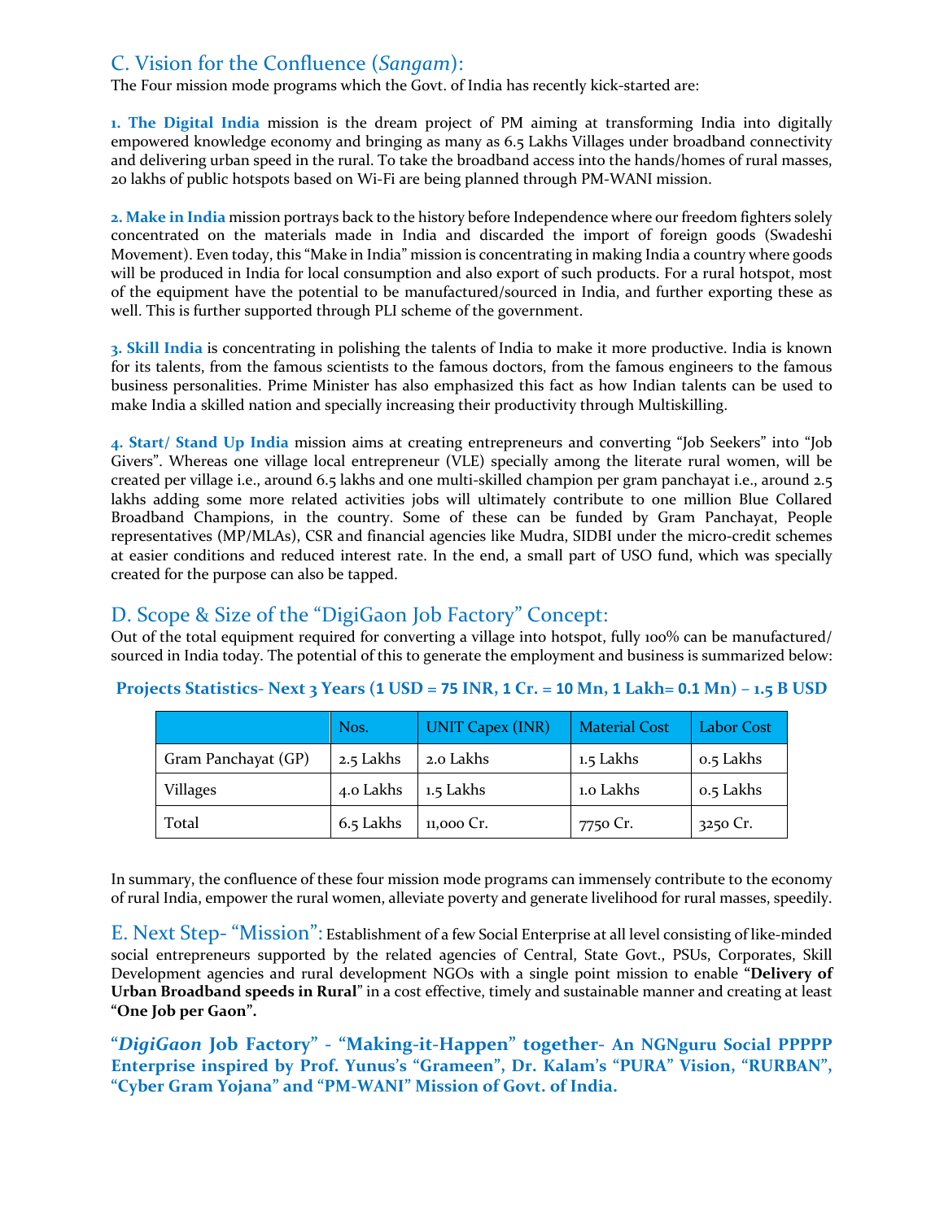## C. Vision for the Confluence (*Sangam*):

The Four mission mode programs which the Govt. of India has recently kick-started are:

**1. The Digital India** mission is the dream project of PM aiming at transforming India into digitally empowered knowledge economy and bringing as many as 6.5 Lakhs Villages under broadband connectivity and delivering urban speed in the rural. To take the broadband access into the hands/homes of rural masses, 20 lakhs of public hotspots based on Wi-Fi are being planned through PM-WANI mission.

**2. Make in India** mission portrays back to the history before Independence where our freedom fighters solely concentrated on the materials made in India and discarded the import of foreign goods (Swadeshi Movement). Even today, this "Make in India" mission is concentrating in making India a country where goods will be produced in India for local consumption and also export of such products. For a rural hotspot, most of the equipment have the potential to be manufactured/sourced in India, and further exporting these as well. This is further supported through PLI scheme of the government.

**3. Skill India** is concentrating in polishing the talents of India to make it more productive. India is known for its talents, from the famous scientists to the famous doctors, from the famous engineers to the famous business personalities. Prime Minister has also emphasized this fact as how Indian talents can be used to make India a skilled nation and specially increasing their productivity through Multiskilling.

**4. Start/ Stand Up India** mission aims at creating entrepreneurs and converting "Job Seekers" into "Job Givers". Whereas one village local entrepreneur (VLE) specially among the literate rural women, will be created per village i.e., around 6.5 lakhs and one multi-skilled champion per gram panchayat i.e., around 2.5 lakhs adding some more related activities jobs will ultimately contribute to one million Blue Collared Broadband Champions, in the country. Some of these can be funded by Gram Panchayat, People representatives (MP/MLAs), CSR and financial agencies like Mudra, SIDBI under the micro-credit schemes at easier conditions and reduced interest rate. In the end, a small part of USO fund, which was specially created for the purpose can also be tapped.

## D. Scope & Size of the "DigiGaon Job Factory" Concept:

Out of the total equipment required for converting a village into hotspot, fully 100% can be manufactured/ sourced in India today. The potential of this to generate the employment and business is summarized below:

**Projects Statistics- Next 3 Years (1 USD = 75 INR, 1 Cr. = 10 Mn, 1 Lakh= 0.1 Mn) – 1.5 B USD**

| | Nos. | UNIT Capex (INR) | Material Cost | Labor Cost |
|---|---|---|---|---|
| Gram Panchayat (GP) | 2.5 Lakhs | 2.0 Lakhs | 1.5 Lakhs | 0.5 Lakhs |
| Villages | 4.0 Lakhs | 1.5 Lakhs | 1.0 Lakhs | 0.5 Lakhs |
| Total | 6.5 Lakhs | 11,000 Cr. | 7750 Cr. | 3250 Cr. |

In summary, the confluence of these four mission mode programs can immensely contribute to the economy of rural India, empower the rural women, alleviate poverty and generate livelihood for rural masses, speedily.

## E. Next Step- "Mission":

Establishment of a few Social Enterprise at all level consisting of like-minded social entrepreneurs supported by the related agencies of Central, State Govt., PSUs, Corporates, Skill Development agencies and rural development NGOs with a single point mission to enable **"Delivery of Urban Broadband speeds in Rural"** in a cost effective, timely and sustainable manner and creating at least **"One Job per Gaon".**

**"*DigiGaon* Job Factory" - "Making-it-Happen" together- An NGNguru Social PPPPP Enterprise inspired by Prof. Yunus's "Grameen", Dr. Kalam's "PURA" Vision, "RURBAN", "Cyber Gram Yojana" and "PM-WANI" Mission of Govt. of India.**